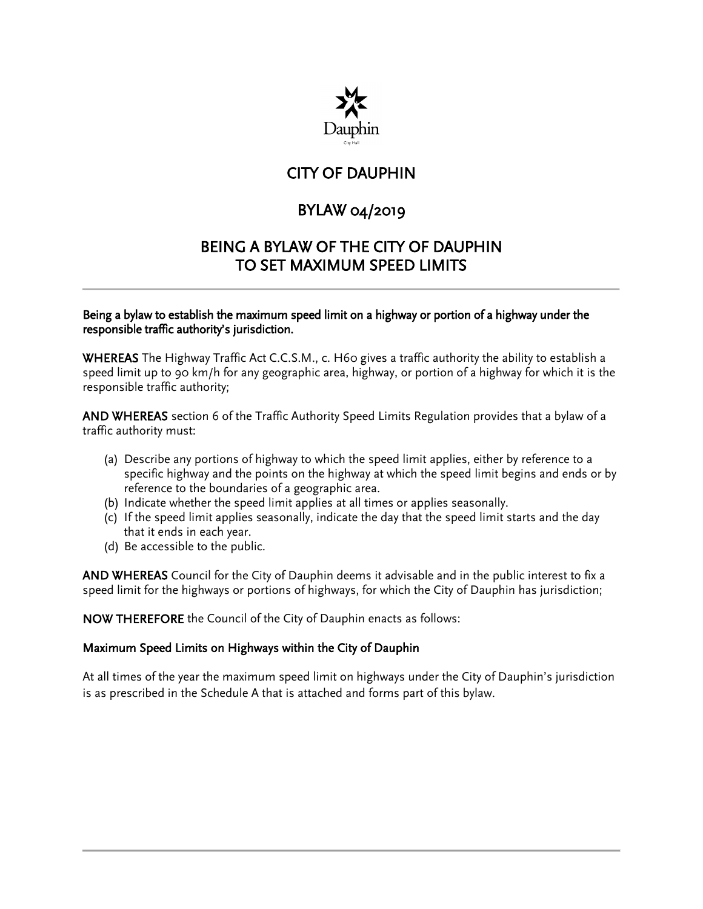Dauphin

City Hall

# CITY OF DAUPHIN

# BYLAW 04/2019

# BEING A BYLAW OF THE CITY OF DAUPHIN TO SET MAXIMUM SPEED LIMITS

---

**Being a bylaw to establish the maximum speed limit on a highway or portion of a highway under the responsible traffic authority's jurisdiction.**

**WHEREAS** The Highway Traffic Act C.C.S.M., c. H60 gives a traffic authority the ability to establish a speed limit up to 90 km/h for any geographic area, highway, or portion of a highway for which it is the responsible traffic authority;

**AND WHEREAS** section 6 of the Traffic Authority Speed Limits Regulation provides that a bylaw of a traffic authority must:

(a) Describe any portions of highway to which the speed limit applies, either by reference to a specific highway and the points on the highway at which the speed limit begins and ends or by reference to the boundaries of a geographic area.
(b) Indicate whether the speed limit applies at all times or applies seasonally.
(c) If the speed limit applies seasonally, indicate the day that the speed limit starts and the day that it ends in each year.
(d) Be accessible to the public.

**AND WHEREAS** Council for the City of Dauphin deems it advisable and in the public interest to fix a speed limit for the highways or portions of highways, for which the City of Dauphin has jurisdiction;

**NOW THEREFORE** the Council of the City of Dauphin enacts as follows:

**Maximum Speed Limits on Highways within the City of Dauphin**

At all times of the year the maximum speed limit on highways under the City of Dauphin's jurisdiction is as prescribed in the Schedule A that is attached and forms part of this bylaw.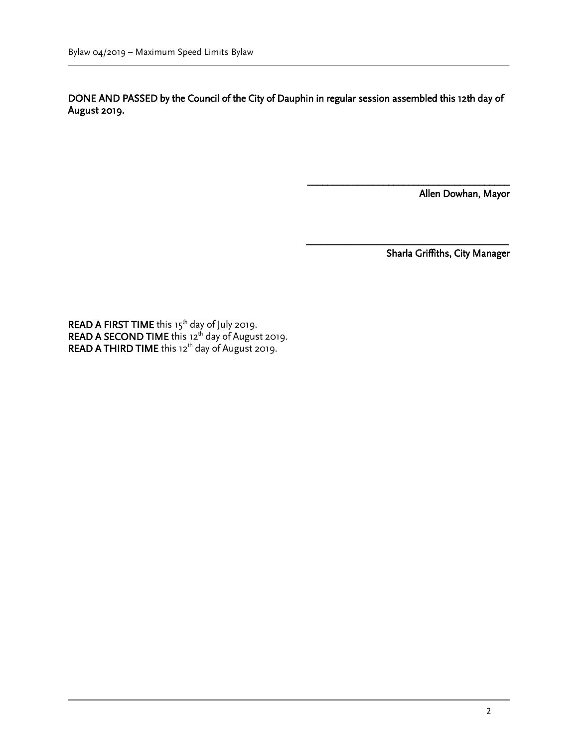**DONE AND PASSED by the Council of the City of Dauphin in regular session assembled this 12th day of August 2019.**

\_\_\_\_\_\_\_\_\_\_\_\_\_\_\_\_\_\_\_\_\_\_\_\_\_\_\_\_\_\_\_\_\_\_\_\_\_\_

**Allen Dowhan, Mayor**

\_\_\_\_\_\_\_\_\_\_\_\_\_\_\_\_\_\_\_\_\_\_\_\_\_\_\_\_\_\_\_\_\_\_\_\_\_\_

**Sharla Griffiths, City Manager**

**READ A FIRST TIME** this 15th day of July 2019.
**READ A SECOND TIME** this 12th day of August 2019.
**READ A THIRD TIME** this 12th day of August 2019.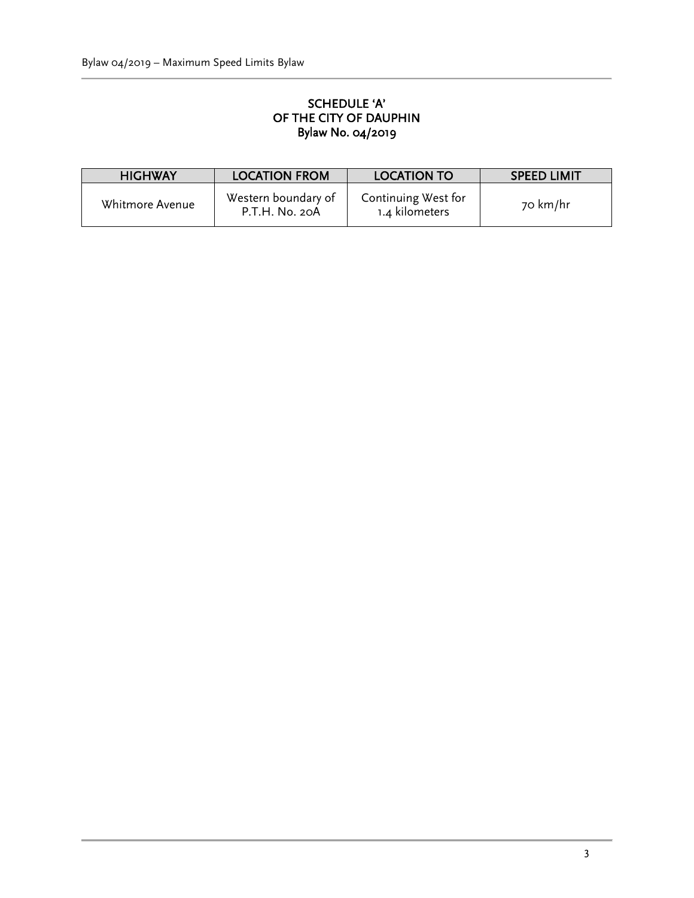**SCHEDULE 'A'**
**OF THE CITY OF DAUPHIN**
**Bylaw No. 04/2019**

| HIGHWAY | LOCATION FROM | LOCATION TO | SPEED LIMIT |
|---|---|---|---|
| Whitmore Avenue | Western boundary of P.T.H. No. 20A | Continuing West for 1.4 kilometers | 70 km/hr |